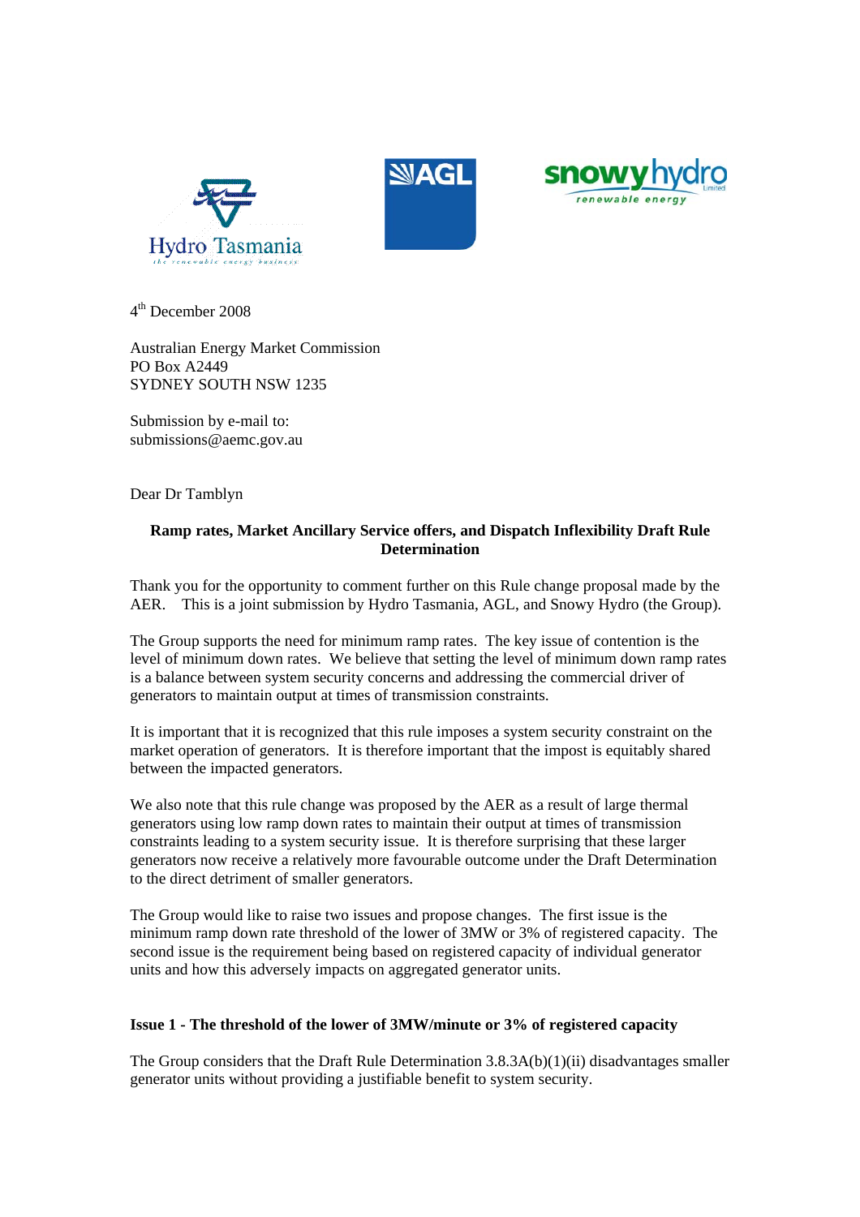Hydro Tasmania

AGL

snowy hydro

4th December 2008

Australian Energy Market Commission
PO Box A2449
SYDNEY SOUTH NSW 1235

Submission by e-mail to:
submissions@aemc.gov.au

Dear Dr Tamblyn

**Ramp rates, Market Ancillary Service offers, and Dispatch Inflexibility Draft Rule Determination**

Thank you for the opportunity to comment further on this Rule change proposal made by the AER. This is a joint submission by Hydro Tasmania, AGL, and Snowy Hydro (the Group).

The Group supports the need for minimum ramp rates. The key issue of contention is the level of minimum down rates. We believe that setting the level of minimum down ramp rates is a balance between system security concerns and addressing the commercial driver of generators to maintain output at times of transmission constraints.

It is important that it is recognized that this rule imposes a system security constraint on the market operation of generators. It is therefore important that the impost is equitably shared between the impacted generators.

We also note that this rule change was proposed by the AER as a result of large thermal generators using low ramp down rates to maintain their output at times of transmission constraints leading to a system security issue. It is therefore surprising that these larger generators now receive a relatively more favourable outcome under the Draft Determination to the direct detriment of smaller generators.

The Group would like to raise two issues and propose changes. The first issue is the minimum ramp down rate threshold of the lower of 3MW or 3% of registered capacity. The second issue is the requirement being based on registered capacity of individual generator units and how this adversely impacts on aggregated generator units.

**Issue 1 - The threshold of the lower of 3MW/minute or 3% of registered capacity**

The Group considers that the Draft Rule Determination 3.8.3A(b)(1)(ii) disadvantages smaller generator units without providing a justifiable benefit to system security.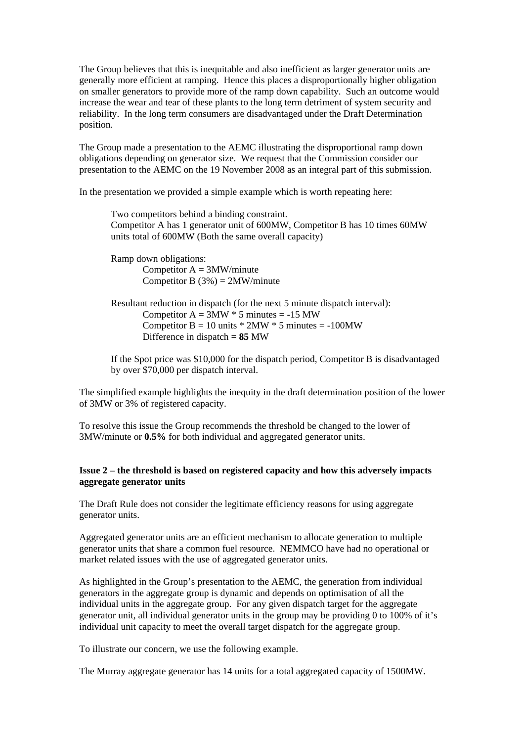The Group believes that this is inequitable and also inefficient as larger generator units are generally more efficient at ramping. Hence this places a disproportionally higher obligation on smaller generators to provide more of the ramp down capability. Such an outcome would increase the wear and tear of these plants to the long term detriment of system security and reliability. In the long term consumers are disadvantaged under the Draft Determination position.

The Group made a presentation to the AEMC illustrating the disproportional ramp down obligations depending on generator size. We request that the Commission consider our presentation to the AEMC on the 19 November 2008 as an integral part of this submission.

In the presentation we provided a simple example which is worth repeating here:

> Two competitors behind a binding constraint.
> Competitor A has 1 generator unit of 600MW, Competitor B has 10 times 60MW units total of 600MW (Both the same overall capacity)
>
> Ramp down obligations:
>
> Competitor A = 3MW/minute
> Competitor B (3%) = 2MW/minute
>
> Resultant reduction in dispatch (for the next 5 minute dispatch interval):
>
> Competitor A = 3MW * 5 minutes = -15 MW
> Competitor B = 10 units * 2MW * 5 minutes = -100MW
> Difference in dispatch = **85** MW
>
> If the Spot price was $10,000 for the dispatch period, Competitor B is disadvantaged by over $70,000 per dispatch interval.

The simplified example highlights the inequity in the draft determination position of the lower of 3MW or 3% of registered capacity.

To resolve this issue the Group recommends the threshold be changed to the lower of 3MW/minute or **0.5%** for both individual and aggregated generator units.

**Issue 2 – the threshold is based on registered capacity and how this adversely impacts aggregate generator units**

The Draft Rule does not consider the legitimate efficiency reasons for using aggregate generator units.

Aggregated generator units are an efficient mechanism to allocate generation to multiple generator units that share a common fuel resource. NEMMCO have had no operational or market related issues with the use of aggregated generator units.

As highlighted in the Group's presentation to the AEMC, the generation from individual generators in the aggregate group is dynamic and depends on optimisation of all the individual units in the aggregate group. For any given dispatch target for the aggregate generator unit, all individual generator units in the group may be providing 0 to 100% of it's individual unit capacity to meet the overall target dispatch for the aggregate group.

To illustrate our concern, we use the following example.

The Murray aggregate generator has 14 units for a total aggregated capacity of 1500MW.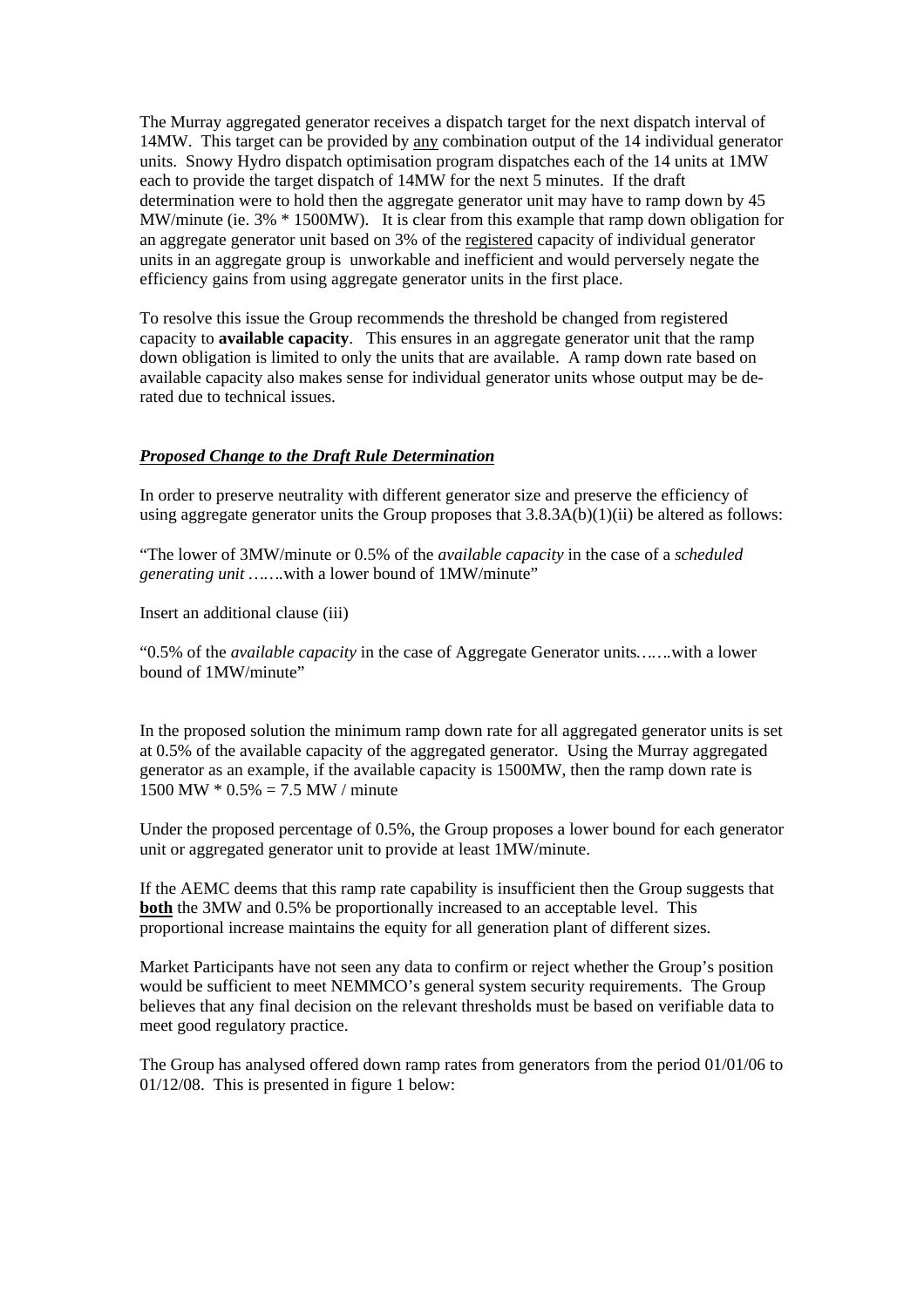The Murray aggregated generator receives a dispatch target for the next dispatch interval of 14MW. This target can be provided by <u>any</u> combination output of the 14 individual generator units. Snowy Hydro dispatch optimisation program dispatches each of the 14 units at 1MW each to provide the target dispatch of 14MW for the next 5 minutes. If the draft determination were to hold then the aggregate generator unit may have to ramp down by 45 MW/minute (ie. 3% * 1500MW). It is clear from this example that ramp down obligation for an aggregate generator unit based on 3% of the <u>registered</u> capacity of individual generator units in an aggregate group is unworkable and inefficient and would perversely negate the efficiency gains from using aggregate generator units in the first place.

To resolve this issue the Group recommends the threshold be changed from registered capacity to **available capacity**. This ensures in an aggregate generator unit that the ramp down obligation is limited to only the units that are available. A ramp down rate based on available capacity also makes sense for individual generator units whose output may be de-rated due to technical issues.

### ***<u>Proposed Change to the Draft Rule Determination</u>***

In order to preserve neutrality with different generator size and preserve the efficiency of using aggregate generator units the Group proposes that 3.8.3A(b)(1)(ii) be altered as follows:

"The lower of 3MW/minute or 0.5% of the *available capacity* in the case of a *scheduled generating unit* …….with a lower bound of 1MW/minute"

Insert an additional clause (iii)

"0.5% of the *available capacity* in the case of Aggregate Generator units…….with a lower bound of 1MW/minute"

In the proposed solution the minimum ramp down rate for all aggregated generator units is set at 0.5% of the available capacity of the aggregated generator. Using the Murray aggregated generator as an example, if the available capacity is 1500MW, then the ramp down rate is 1500 MW * 0.5% = 7.5 MW / minute

Under the proposed percentage of 0.5%, the Group proposes a lower bound for each generator unit or aggregated generator unit to provide at least 1MW/minute.

If the AEMC deems that this ramp rate capability is insufficient then the Group suggests that **<u>both</u>** the 3MW and 0.5% be proportionally increased to an acceptable level. This proportional increase maintains the equity for all generation plant of different sizes.

Market Participants have not seen any data to confirm or reject whether the Group's position would be sufficient to meet NEMMCO's general system security requirements. The Group believes that any final decision on the relevant thresholds must be based on verifiable data to meet good regulatory practice.

The Group has analysed offered down ramp rates from generators from the period 01/01/06 to 01/12/08. This is presented in figure 1 below: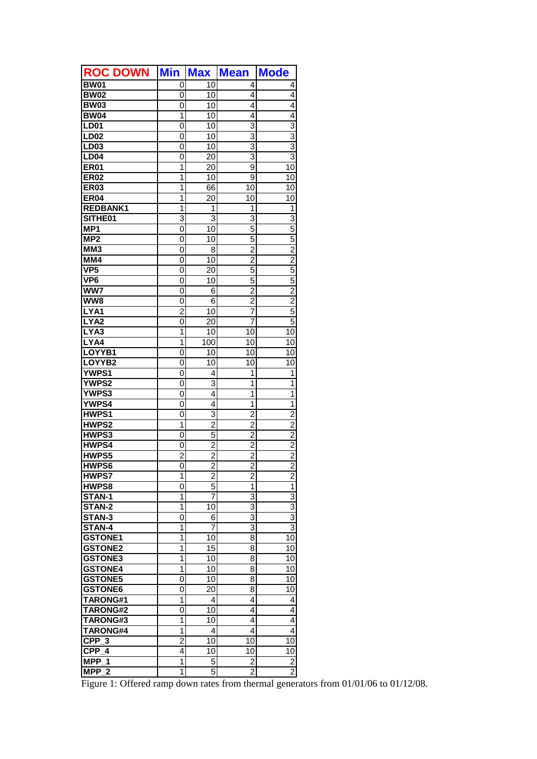| ROC DOWN | Min | Max | Mean | Mode |
|---|---|---|---|---|
| BW01 | 0 | 10 | 4 | 4 |
| BW02 | 0 | 10 | 4 | 4 |
| BW03 | 0 | 10 | 4 | 4 |
| BW04 | 1 | 10 | 4 | 4 |
| LD01 | 0 | 10 | 3 | 3 |
| LD02 | 0 | 10 | 3 | 3 |
| LD03 | 0 | 10 | 3 | 3 |
| LD04 | 0 | 20 | 3 | 3 |
| ER01 | 1 | 20 | 9 | 10 |
| ER02 | 1 | 10 | 9 | 10 |
| ER03 | 1 | 66 | 10 | 10 |
| ER04 | 1 | 20 | 10 | 10 |
| REDBANK1 | 1 | 1 | 1 | 1 |
| SITHE01 | 3 | 3 | 3 | 3 |
| MP1 | 0 | 10 | 5 | 5 |
| MP2 | 0 | 10 | 5 | 5 |
| MM3 | 0 | 8 | 2 | 2 |
| MM4 | 0 | 10 | 2 | 2 |
| VP5 | 0 | 20 | 5 | 5 |
| VP6 | 0 | 10 | 5 | 5 |
| WW7 | 0 | 6 | 2 | 2 |
| WW8 | 0 | 6 | 2 | 2 |
| LYA1 | 2 | 10 | 7 | 5 |
| LYA2 | 0 | 20 | 7 | 5 |
| LYA3 | 1 | 10 | 10 | 10 |
| LYA4 | 1 | 100 | 10 | 10 |
| LOYYB1 | 0 | 10 | 10 | 10 |
| LOYYB2 | 0 | 10 | 10 | 10 |
| YWPS1 | 0 | 4 | 1 | 1 |
| YWPS2 | 0 | 3 | 1 | 1 |
| YWPS3 | 0 | 4 | 1 | 1 |
| YWPS4 | 0 | 4 | 1 | 1 |
| HWPS1 | 0 | 3 | 2 | 2 |
| HWPS2 | 1 | 2 | 2 | 2 |
| HWPS3 | 0 | 5 | 2 | 2 |
| HWPS4 | 0 | 2 | 2 | 2 |
| HWPS5 | 2 | 2 | 2 | 2 |
| HWPS6 | 0 | 2 | 2 | 2 |
| HWPS7 | 1 | 2 | 2 | 2 |
| HWPS8 | 0 | 5 | 1 | 1 |
| STAN-1 | 1 | 7 | 3 | 3 |
| STAN-2 | 1 | 10 | 3 | 3 |
| STAN-3 | 0 | 6 | 3 | 3 |
| STAN-4 | 1 | 7 | 3 | 3 |
| GSTONE1 | 1 | 10 | 8 | 10 |
| GSTONE2 | 1 | 15 | 8 | 10 |
| GSTONE3 | 1 | 10 | 8 | 10 |
| GSTONE4 | 1 | 10 | 8 | 10 |
| GSTONE5 | 0 | 10 | 8 | 10 |
| GSTONE6 | 0 | 20 | 8 | 10 |
| TARONG#1 | 1 | 4 | 4 | 4 |
| TARONG#2 | 0 | 10 | 4 | 4 |
| TARONG#3 | 1 | 10 | 4 | 4 |
| TARONG#4 | 1 | 4 | 4 | 4 |
| CPP_3 | 2 | 10 | 10 | 10 |
| CPP_4 | 4 | 10 | 10 | 10 |
| MPP_1 | 1 | 5 | 2 | 2 |
| MPP_2 | 1 | 5 | 2 | 2 |

Figure 1: Offered ramp down rates from thermal generators from 01/01/06 to 01/12/08.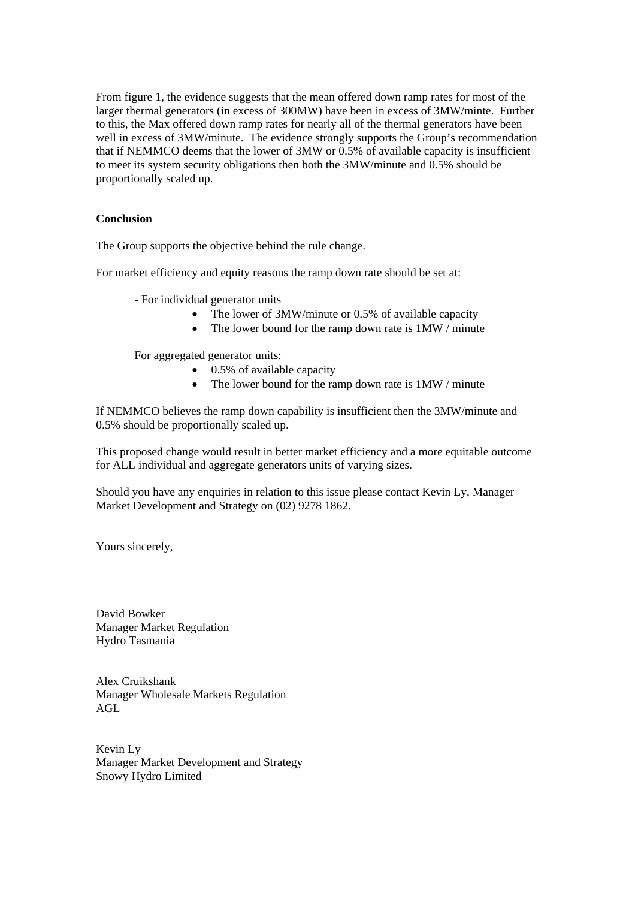From figure 1, the evidence suggests that the mean offered down ramp rates for most of the larger thermal generators (in excess of 300MW) have been in excess of 3MW/minte. Further to this, the Max offered down ramp rates for nearly all of the thermal generators have been well in excess of 3MW/minute. The evidence strongly supports the Group's recommendation that if NEMMCO deems that the lower of 3MW or 0.5% of available capacity is insufficient to meet its system security obligations then both the 3MW/minute and 0.5% should be proportionally scaled up.

**Conclusion**

The Group supports the objective behind the rule change.

For market efficiency and equity reasons the ramp down rate should be set at:

- For individual generator units
    - The lower of 3MW/minute or 0.5% of available capacity
    - The lower bound for the ramp down rate is 1MW / minute

For aggregated generator units:

- 0.5% of available capacity
- The lower bound for the ramp down rate is 1MW / minute

If NEMMCO believes the ramp down capability is insufficient then the 3MW/minute and 0.5% should be proportionally scaled up.

This proposed change would result in better market efficiency and a more equitable outcome for ALL individual and aggregate generators units of varying sizes.

Should you have any enquiries in relation to this issue please contact Kevin Ly, Manager Market Development and Strategy on (02) 9278 1862.

Yours sincerely,

David Bowker
Manager Market Regulation
Hydro Tasmania

Alex Cruikshank
Manager Wholesale Markets Regulation
AGL

Kevin Ly
Manager Market Development and Strategy
Snowy Hydro Limited